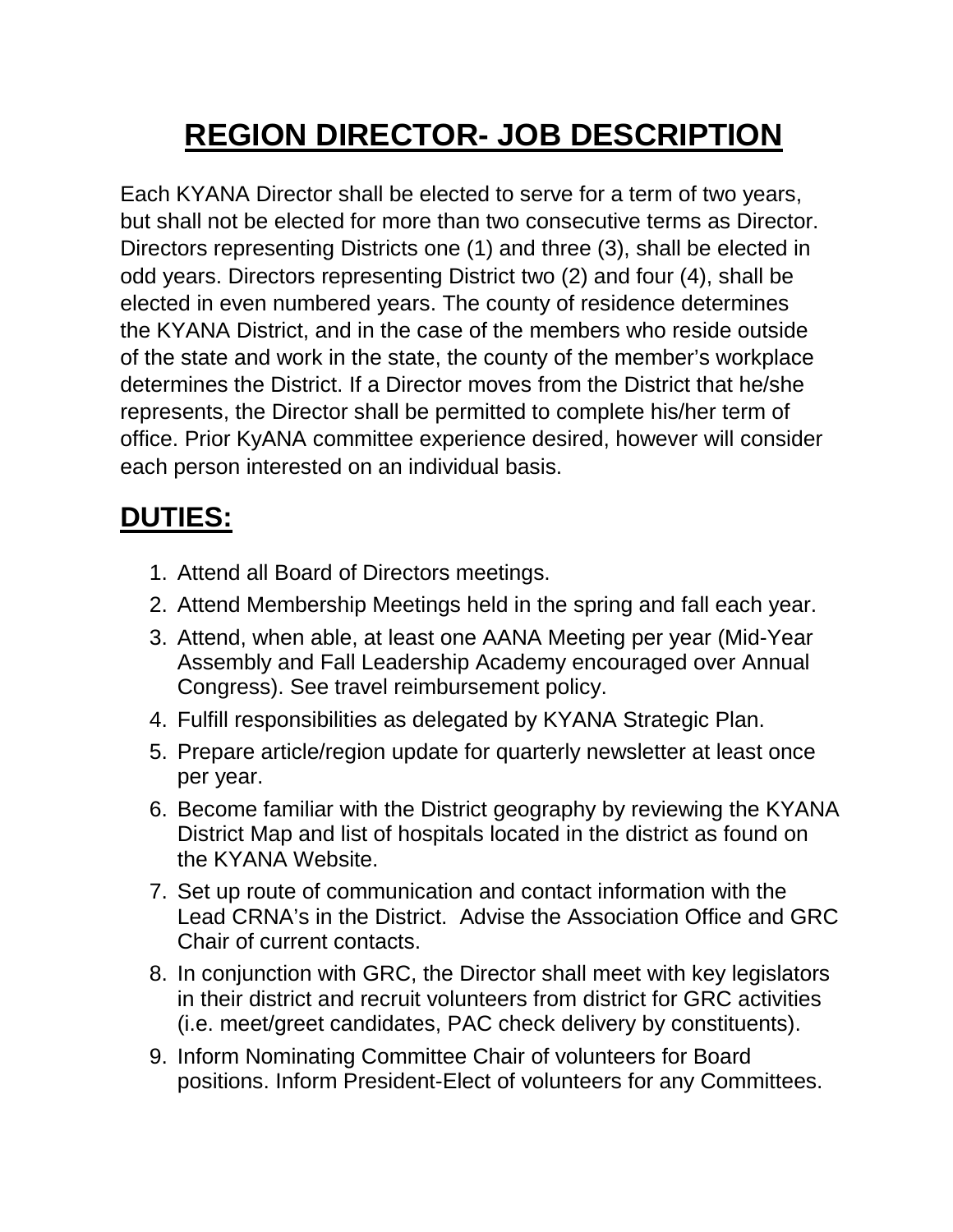# REGION DIRECTOR- JOB DESCRIPTION

Each KYANA Director shall be elected to serve for a term of two years, but shall not be elected for more than two consecutive terms as Director. Directors representing Districts one (1) and three (3), shall be elected in odd years. Directors representing District two (2) and four (4), shall be elected in even numbered years. The county of residence determines the KYANA District, and in the case of the members who reside outside of the state and work in the state, the county of the member's workplace determines the District. If a Director moves from the District that he/she represents, the Director shall be permitted to complete his/her term of office. Prior KyANA committee experience desired, however will consider each person interested on an individual basis.

## DUTIES:

1. Attend all Board of Directors meetings.
2. Attend Membership Meetings held in the spring and fall each year.
3. Attend, when able, at least one AANA Meeting per year (Mid-Year Assembly and Fall Leadership Academy encouraged over Annual Congress). See travel reimbursement policy.
4. Fulfill responsibilities as delegated by KYANA Strategic Plan.
5. Prepare article/region update for quarterly newsletter at least once per year.
6. Become familiar with the District geography by reviewing the KYANA District Map and list of hospitals located in the district as found on the KYANA Website.
7. Set up route of communication and contact information with the Lead CRNA's in the District. Advise the Association Office and GRC Chair of current contacts.
8. In conjunction with GRC, the Director shall meet with key legislators in their district and recruit volunteers from district for GRC activities (i.e. meet/greet candidates, PAC check delivery by constituents).
9. Inform Nominating Committee Chair of volunteers for Board positions. Inform President-Elect of volunteers for any Committees.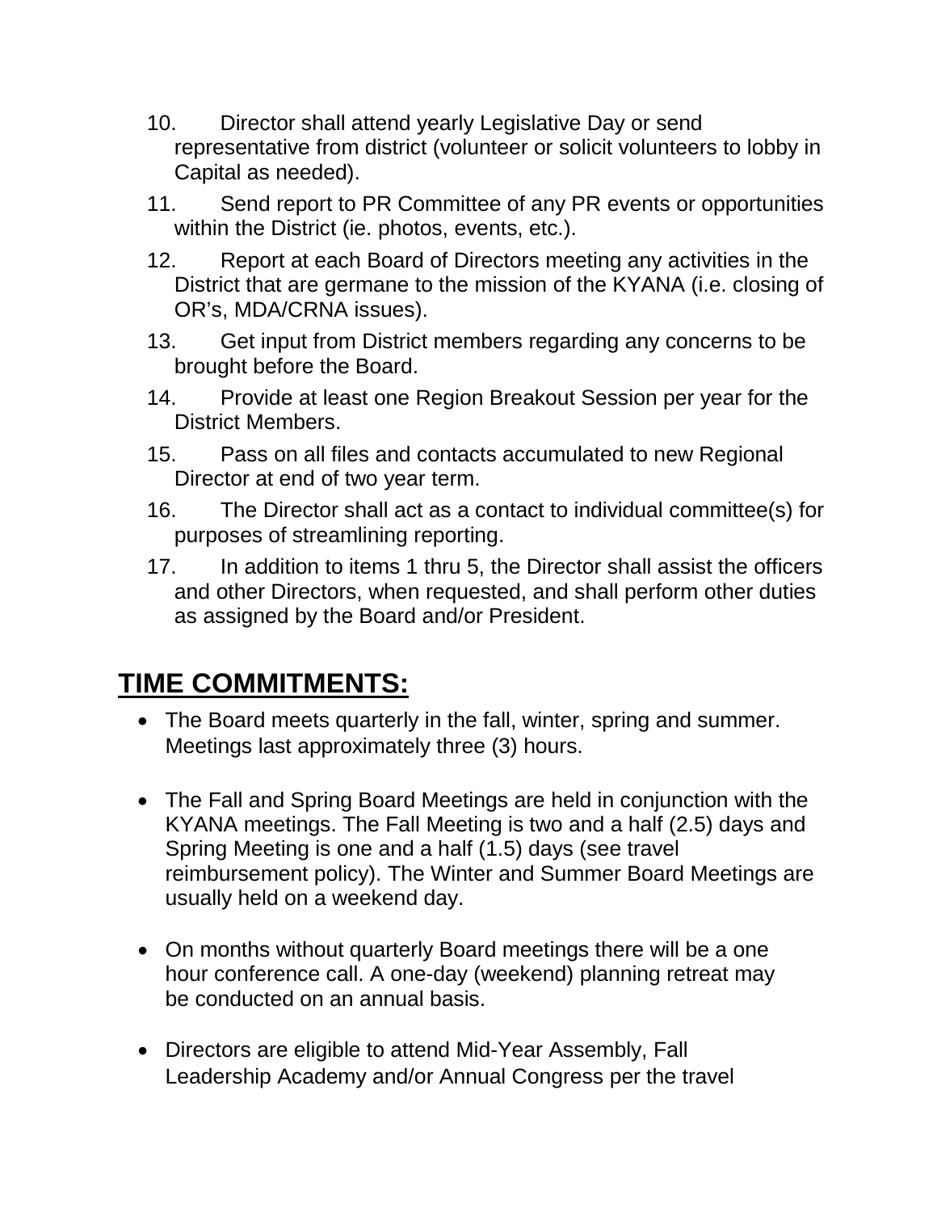10. Director shall attend yearly Legislative Day or send representative from district (volunteer or solicit volunteers to lobby in Capital as needed).
11. Send report to PR Committee of any PR events or opportunities within the District (ie. photos, events, etc.).
12. Report at each Board of Directors meeting any activities in the District that are germane to the mission of the KYANA (i.e. closing of OR's, MDA/CRNA issues).
13. Get input from District members regarding any concerns to be brought before the Board.
14. Provide at least one Region Breakout Session per year for the District Members.
15. Pass on all files and contacts accumulated to new Regional Director at end of two year term.
16. The Director shall act as a contact to individual committee(s) for purposes of streamlining reporting.
17. In addition to items 1 thru 5, the Director shall assist the officers and other Directors, when requested, and shall perform other duties as assigned by the Board and/or President.

## TIME COMMITMENTS:

- The Board meets quarterly in the fall, winter, spring and summer. Meetings last approximately three (3) hours.

- The Fall and Spring Board Meetings are held in conjunction with the KYANA meetings. The Fall Meeting is two and a half (2.5) days and Spring Meeting is one and a half (1.5) days (see travel reimbursement policy). The Winter and Summer Board Meetings are usually held on a weekend day.

- On months without quarterly Board meetings there will be a one hour conference call. A one-day (weekend) planning retreat may be conducted on an annual basis.

- Directors are eligible to attend Mid-Year Assembly, Fall Leadership Academy and/or Annual Congress per the travel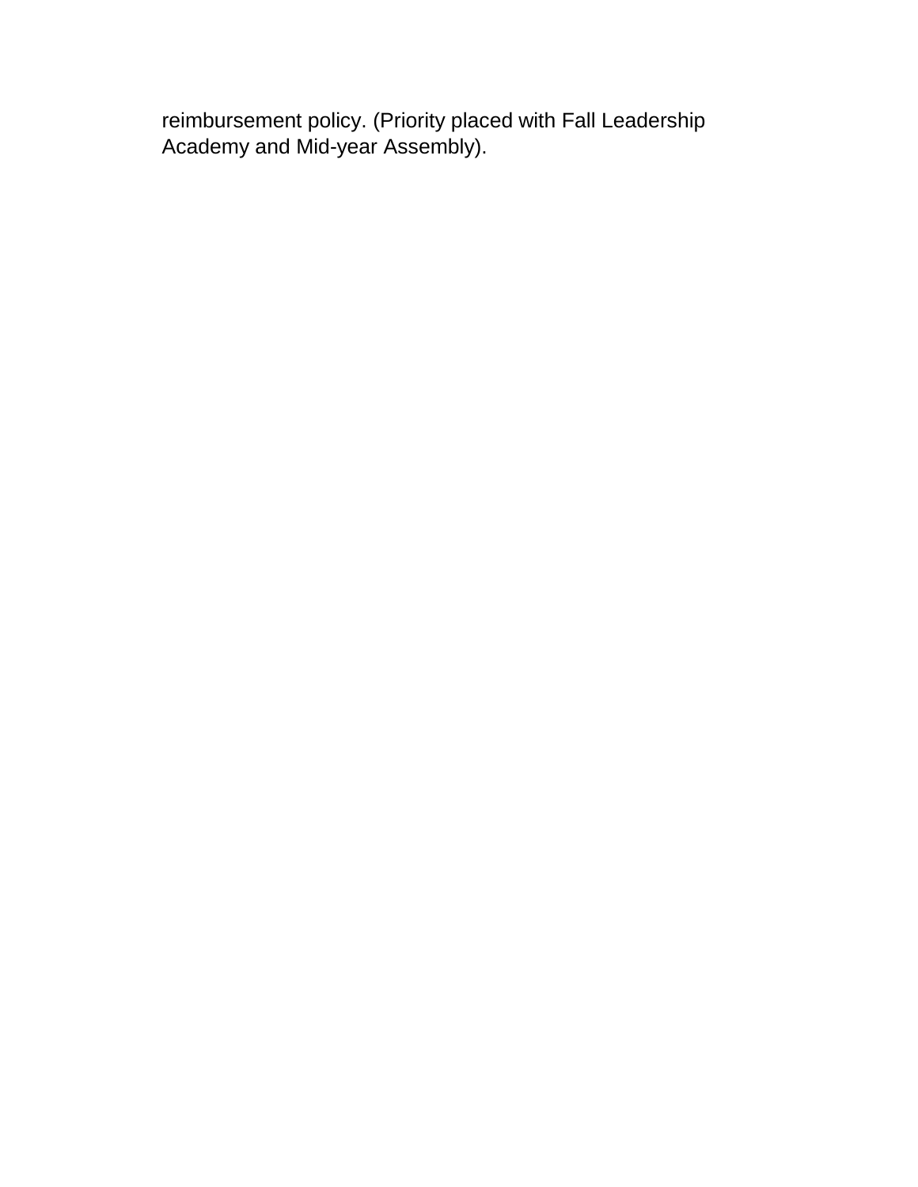reimbursement policy. (Priority placed with Fall Leadership Academy and Mid-year Assembly).